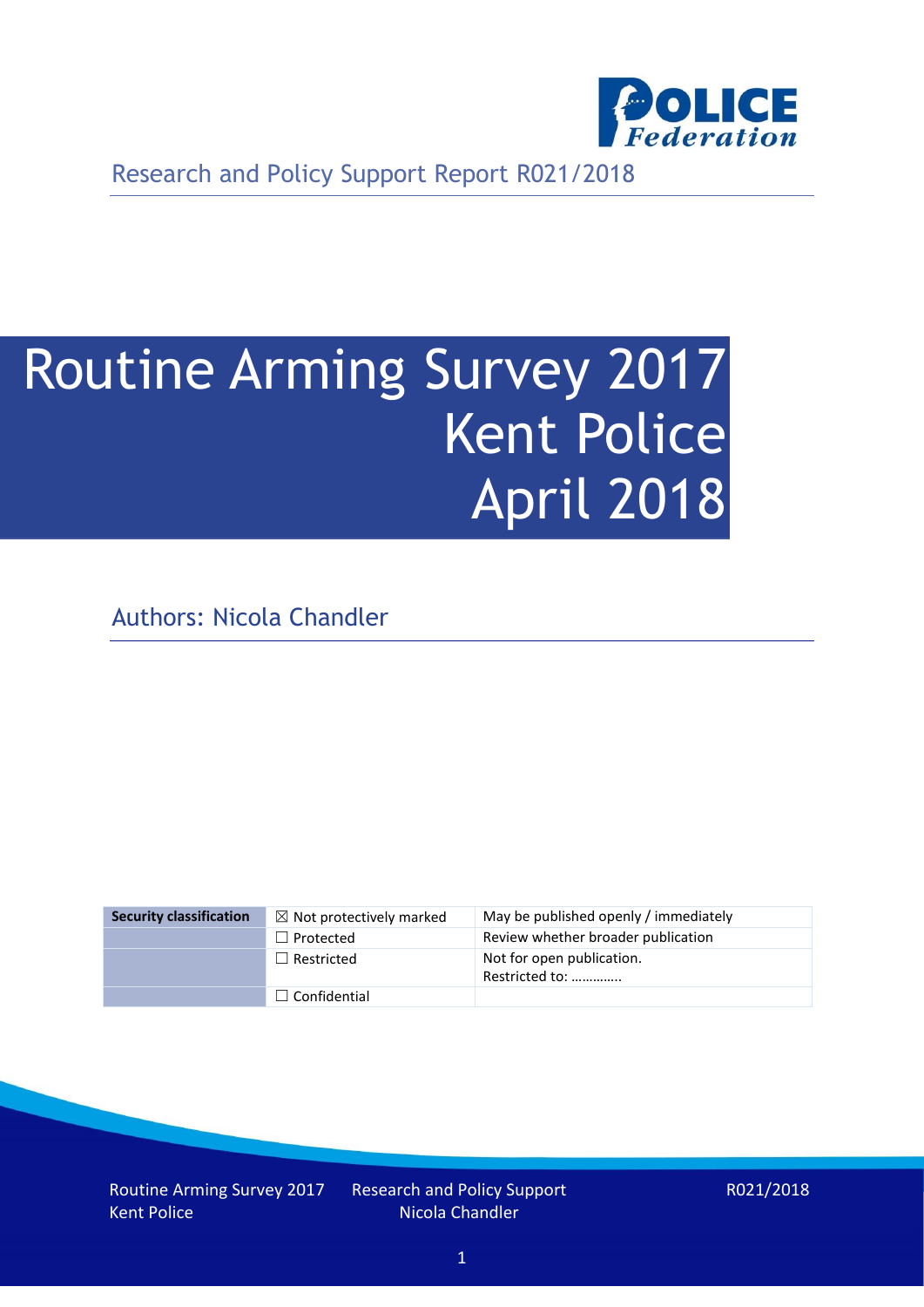Research and Policy Support Report R021/2018

# Routine Arming Survey 2017
# Kent Police
# April 2018

Authors: Nicola Chandler

| Security classification | ☒ Not protectively marked | May be published openly / immediately |
|---|---|---|
| | ☐ Protected | Review whether broader publication |
| | ☐ Restricted | Not for open publication. Restricted to: ………….. |
| | ☐ Confidential | |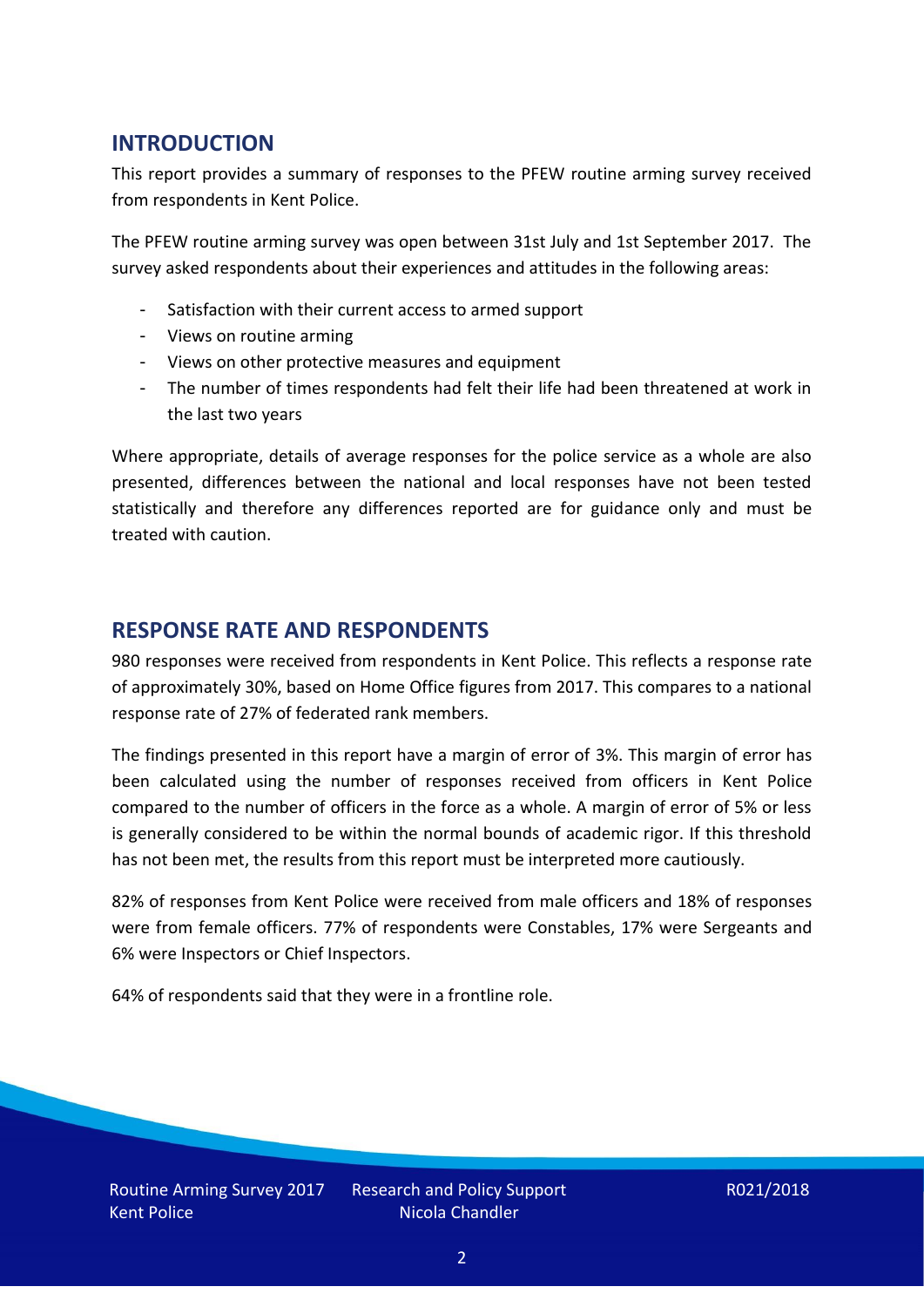## INTRODUCTION

This report provides a summary of responses to the PFEW routine arming survey received from respondents in Kent Police.

The PFEW routine arming survey was open between 31st July and 1st September 2017. The survey asked respondents about their experiences and attitudes in the following areas:

- Satisfaction with their current access to armed support
- Views on routine arming
- Views on other protective measures and equipment
- The number of times respondents had felt their life had been threatened at work in the last two years

Where appropriate, details of average responses for the police service as a whole are also presented, differences between the national and local responses have not been tested statistically and therefore any differences reported are for guidance only and must be treated with caution.

## RESPONSE RATE AND RESPONDENTS

980 responses were received from respondents in Kent Police. This reflects a response rate of approximately 30%, based on Home Office figures from 2017. This compares to a national response rate of 27% of federated rank members.

The findings presented in this report have a margin of error of 3%. This margin of error has been calculated using the number of responses received from officers in Kent Police compared to the number of officers in the force as a whole. A margin of error of 5% or less is generally considered to be within the normal bounds of academic rigor. If this threshold has not been met, the results from this report must be interpreted more cautiously.

82% of responses from Kent Police were received from male officers and 18% of responses were from female officers. 77% of respondents were Constables, 17% were Sergeants and 6% were Inspectors or Chief Inspectors.

64% of respondents said that they were in a frontline role.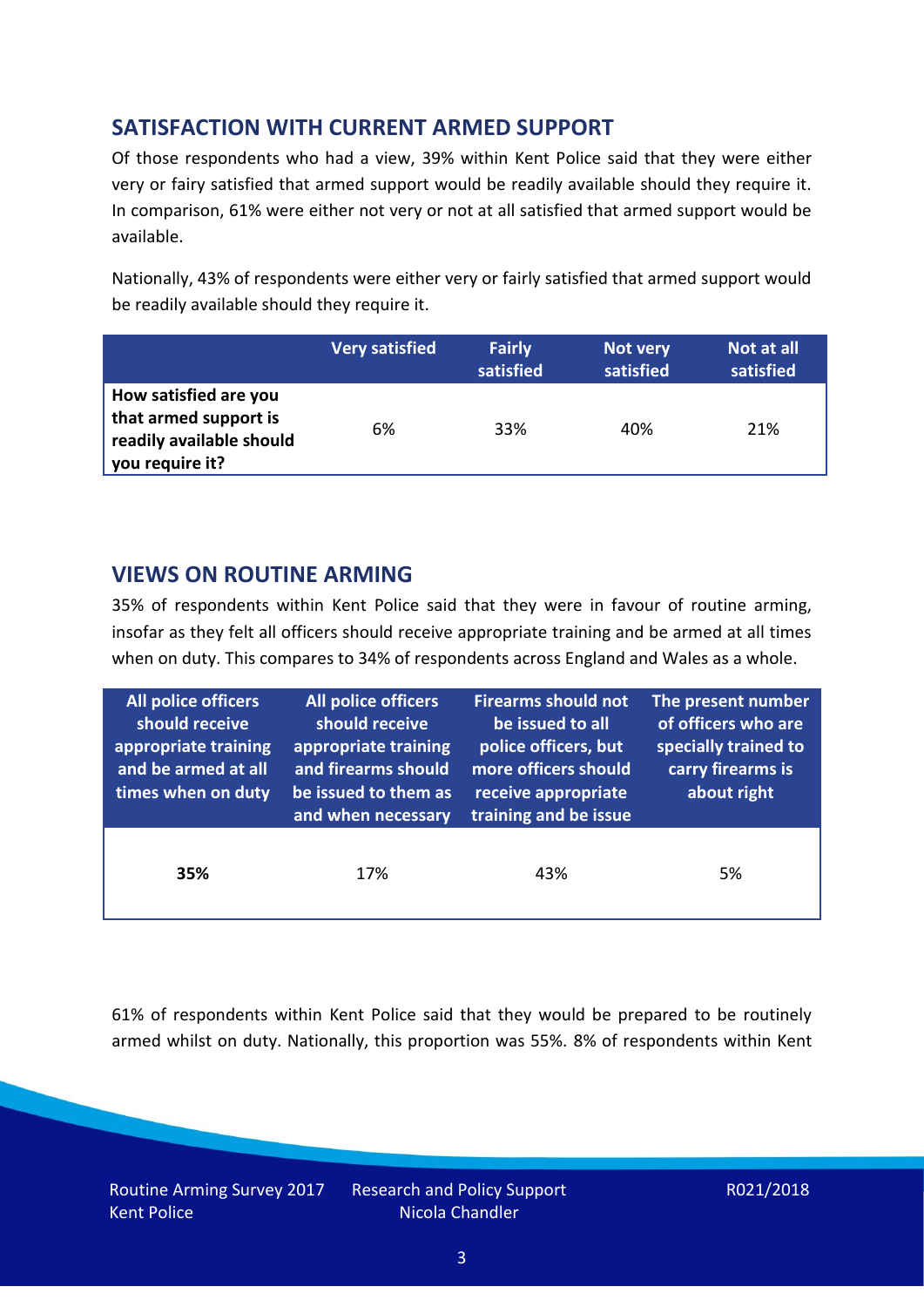## SATISFACTION WITH CURRENT ARMED SUPPORT

Of those respondents who had a view, 39% within Kent Police said that they were either very or fairy satisfied that armed support would be readily available should they require it. In comparison, 61% were either not very or not at all satisfied that armed support would be available.

Nationally, 43% of respondents were either very or fairly satisfied that armed support would be readily available should they require it.

| | Very satisfied | Fairly satisfied | Not very satisfied | Not at all satisfied |
|---|---|---|---|---|
| **How satisfied are you that armed support is readily available should you require it?** | 6% | 33% | 40% | 21% |

## VIEWS ON ROUTINE ARMING

35% of respondents within Kent Police said that they were in favour of routine arming, insofar as they felt all officers should receive appropriate training and be armed at all times when on duty. This compares to 34% of respondents across England and Wales as a whole.

| All police officers should receive appropriate training and be armed at all times when on duty | All police officers should receive appropriate training and firearms should be issued to them as and when necessary | Firearms should not be issued to all police officers, but more officers should receive appropriate training and be issue | The present number of officers who are specially trained to carry firearms is about right |
|---|---|---|---|
| **35%** | 17% | 43% | 5% |

61% of respondents within Kent Police said that they would be prepared to be routinely armed whilst on duty. Nationally, this proportion was 55%. 8% of respondents within Kent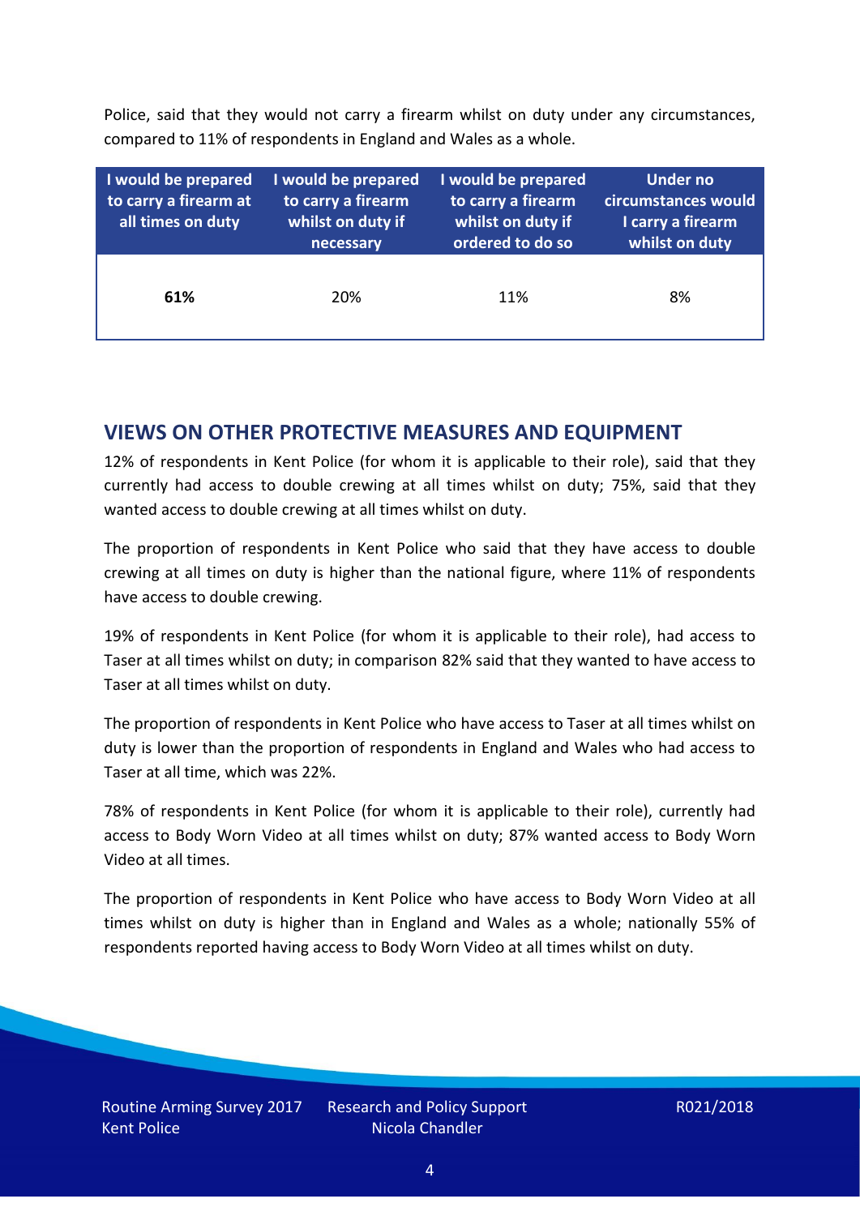Police, said that they would not carry a firearm whilst on duty under any circumstances, compared to 11% of respondents in England and Wales as a whole.

| I would be prepared to carry a firearm at all times on duty | I would be prepared to carry a firearm whilst on duty if necessary | I would be prepared to carry a firearm whilst on duty if ordered to do so | Under no circumstances would I carry a firearm whilst on duty |
|---|---|---|---|
| **61%** | 20% | 11% | 8% |

## VIEWS ON OTHER PROTECTIVE MEASURES AND EQUIPMENT

12% of respondents in Kent Police (for whom it is applicable to their role), said that they currently had access to double crewing at all times whilst on duty; 75%, said that they wanted access to double crewing at all times whilst on duty.

The proportion of respondents in Kent Police who said that they have access to double crewing at all times on duty is higher than the national figure, where 11% of respondents have access to double crewing.

19% of respondents in Kent Police (for whom it is applicable to their role), had access to Taser at all times whilst on duty; in comparison 82% said that they wanted to have access to Taser at all times whilst on duty.

The proportion of respondents in Kent Police who have access to Taser at all times whilst on duty is lower than the proportion of respondents in England and Wales who had access to Taser at all time, which was 22%.

78% of respondents in Kent Police (for whom it is applicable to their role), currently had access to Body Worn Video at all times whilst on duty; 87% wanted access to Body Worn Video at all times.

The proportion of respondents in Kent Police who have access to Body Worn Video at all times whilst on duty is higher than in England and Wales as a whole; nationally 55% of respondents reported having access to Body Worn Video at all times whilst on duty.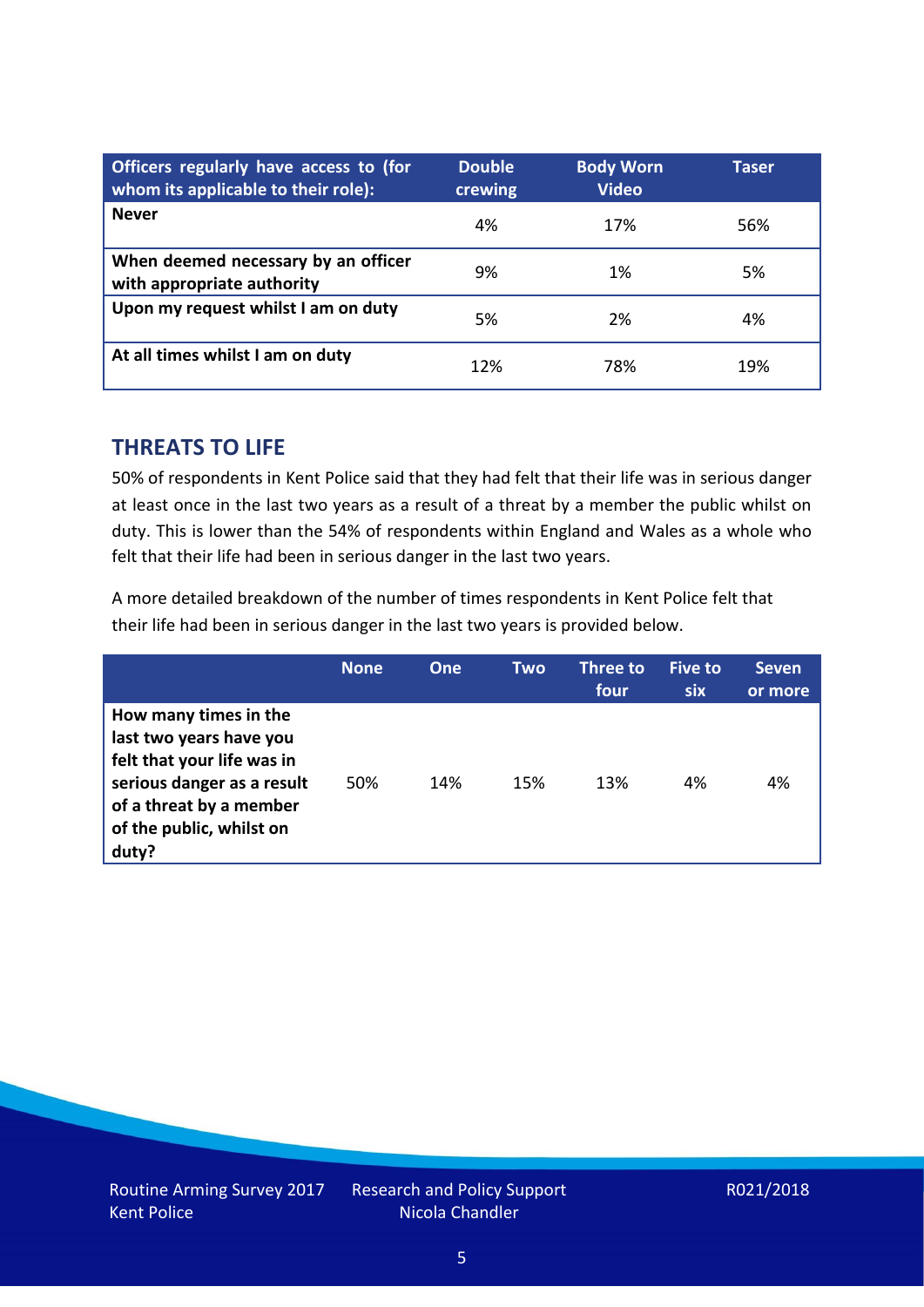| Officers regularly have access to (for whom its applicable to their role): | Double crewing | Body Worn Video | Taser |
|---|---|---|---|
| **Never** | 4% | 17% | 56% |
| **When deemed necessary by an officer with appropriate authority** | 9% | 1% | 5% |
| **Upon my request whilst I am on duty** | 5% | 2% | 4% |
| **At all times whilst I am on duty** | 12% | 78% | 19% |

## THREATS TO LIFE

50% of respondents in Kent Police said that they had felt that their life was in serious danger at least once in the last two years as a result of a threat by a member the public whilst on duty. This is lower than the 54% of respondents within England and Wales as a whole who felt that their life had been in serious danger in the last two years.

A more detailed breakdown of the number of times respondents in Kent Police felt that their life had been in serious danger in the last two years is provided below.

| | None | One | Two | Three to four | Five to six | Seven or more |
|---|---|---|---|---|---|---|
| **How many times in the last two years have you felt that your life was in serious danger as a result of a threat by a member of the public, whilst on duty?** | 50% | 14% | 15% | 13% | 4% | 4% |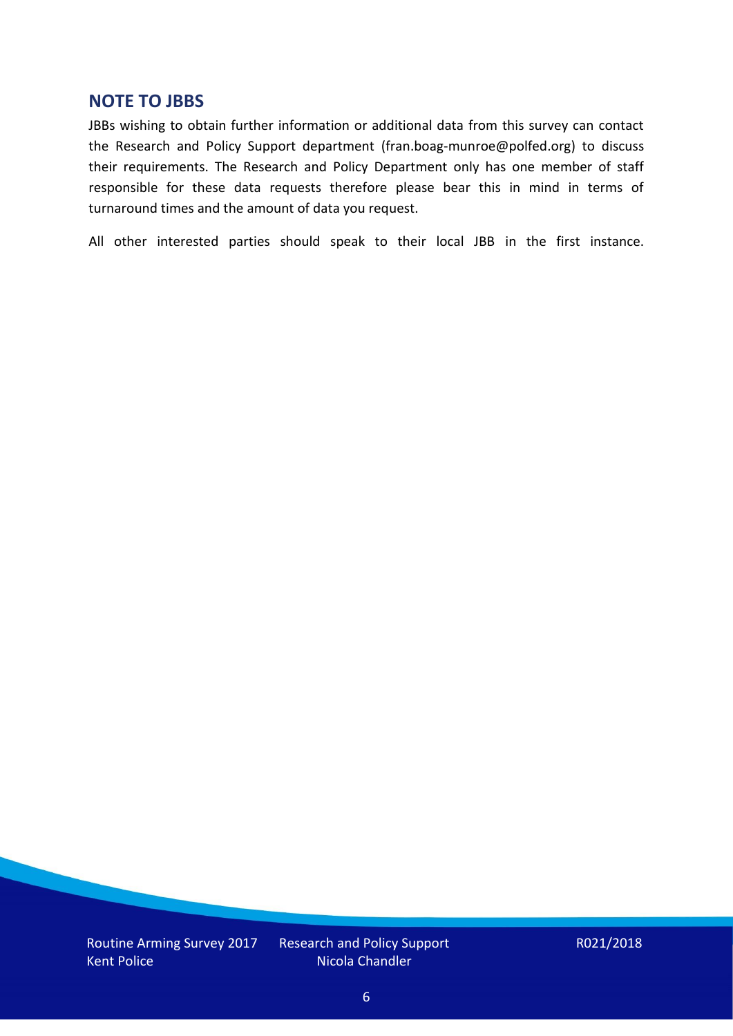## NOTE TO JBBS

JBBs wishing to obtain further information or additional data from this survey can contact the Research and Policy Support department (fran.boag-munroe@polfed.org) to discuss their requirements. The Research and Policy Department only has one member of staff responsible for these data requests therefore please bear this in mind in terms of turnaround times and the amount of data you request.

All other interested parties should speak to their local JBB in the first instance.